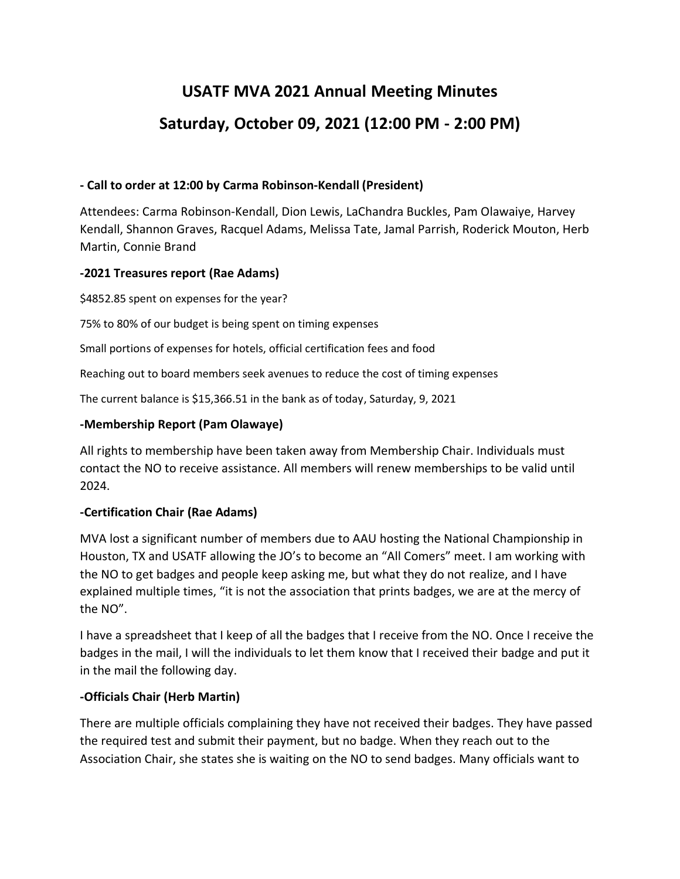# USATF MVA 2021 Annual Meeting Minutes

# Saturday, October 09, 2021 (12:00 PM - 2:00 PM)

**- Call to order at 12:00 by Carma Robinson-Kendall (President)**

Attendees: Carma Robinson-Kendall, Dion Lewis, LaChandra Buckles, Pam Olawaiye, Harvey Kendall, Shannon Graves, Racquel Adams, Melissa Tate, Jamal Parrish, Roderick Mouton, Herb Martin, Connie Brand

**-2021 Treasures report (Rae Adams)**

$4852.85 spent on expenses for the year?

75% to 80% of our budget is being spent on timing expenses

Small portions of expenses for hotels, official certification fees and food

Reaching out to board members seek avenues to reduce the cost of timing expenses

The current balance is $15,366.51 in the bank as of today, Saturday, 9, 2021

**-Membership Report (Pam Olawaye)**

All rights to membership have been taken away from Membership Chair. Individuals must contact the NO to receive assistance. All members will renew memberships to be valid until 2024.

**-Certification Chair (Rae Adams)**

MVA lost a significant number of members due to AAU hosting the National Championship in Houston, TX and USATF allowing the JO's to become an "All Comers" meet. I am working with the NO to get badges and people keep asking me, but what they do not realize, and I have explained multiple times, "it is not the association that prints badges, we are at the mercy of the NO".

I have a spreadsheet that I keep of all the badges that I receive from the NO. Once I receive the badges in the mail, I will the individuals to let them know that I received their badge and put it in the mail the following day.

**-Officials Chair (Herb Martin)**

There are multiple officials complaining they have not received their badges. They have passed the required test and submit their payment, but no badge. When they reach out to the Association Chair, she states she is waiting on the NO to send badges. Many officials want to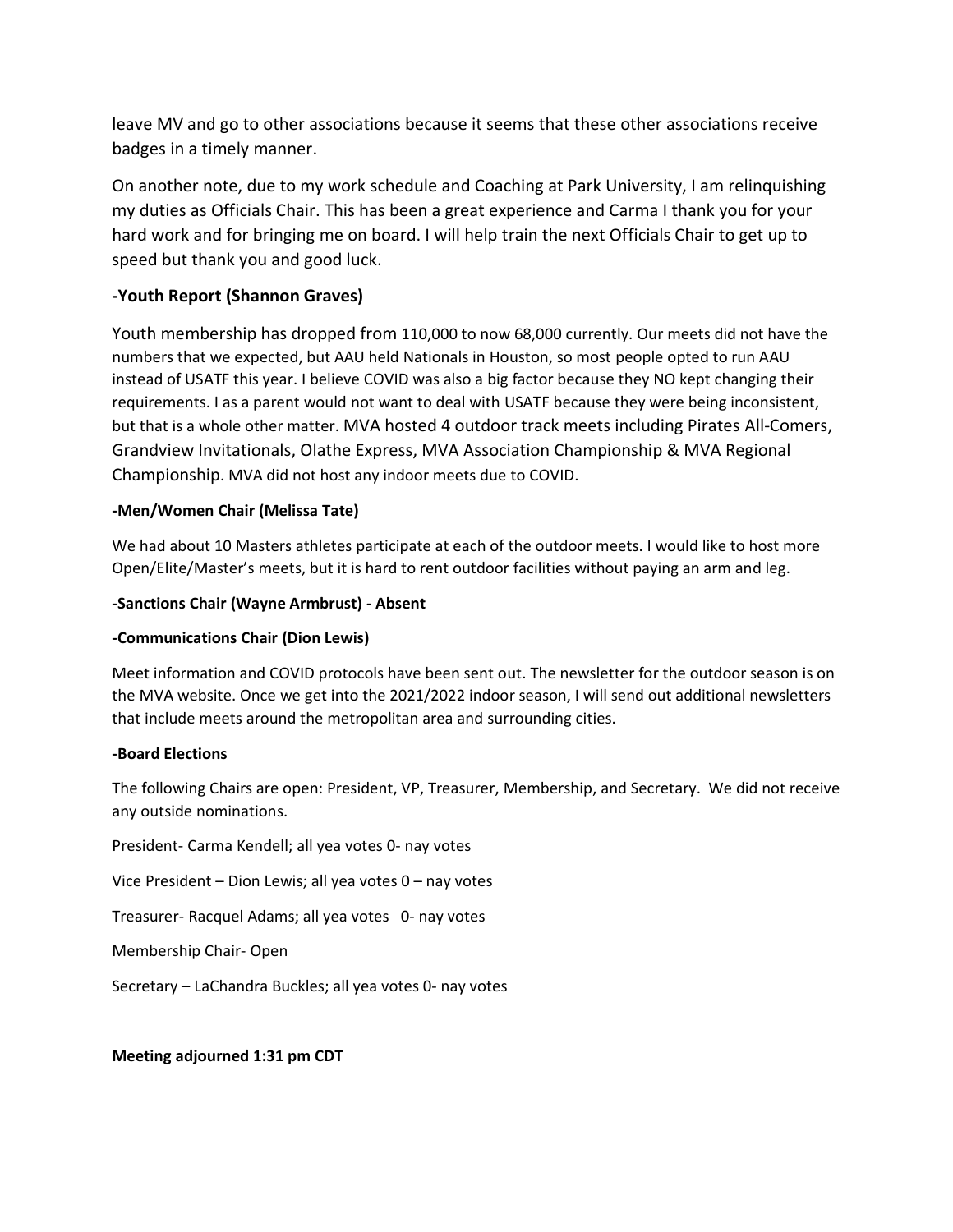leave MV and go to other associations because it seems that these other associations receive badges in a timely manner.

On another note, due to my work schedule and Coaching at Park University, I am relinquishing my duties as Officials Chair. This has been a great experience and Carma I thank you for your hard work and for bringing me on board. I will help train the next Officials Chair to get up to speed but thank you and good luck.

**-Youth Report (Shannon Graves)**

Youth membership has dropped from 110,000 to now 68,000 currently. Our meets did not have the numbers that we expected, but AAU held Nationals in Houston, so most people opted to run AAU instead of USATF this year. I believe COVID was also a big factor because they NO kept changing their requirements. I as a parent would not want to deal with USATF because they were being inconsistent, but that is a whole other matter. MVA hosted 4 outdoor track meets including Pirates All-Comers, Grandview Invitationals, Olathe Express, MVA Association Championship & MVA Regional Championship. MVA did not host any indoor meets due to COVID.

**-Men/Women Chair (Melissa Tate)**

We had about 10 Masters athletes participate at each of the outdoor meets. I would like to host more Open/Elite/Master's meets, but it is hard to rent outdoor facilities without paying an arm and leg.

**-Sanctions Chair (Wayne Armbrust) - Absent**

**-Communications Chair (Dion Lewis)**

Meet information and COVID protocols have been sent out. The newsletter for the outdoor season is on the MVA website. Once we get into the 2021/2022 indoor season, I will send out additional newsletters that include meets around the metropolitan area and surrounding cities.

**-Board Elections**

The following Chairs are open: President, VP, Treasurer, Membership, and Secretary. We did not receive any outside nominations.

President- Carma Kendell; all yea votes 0- nay votes

Vice President – Dion Lewis; all yea votes 0 – nay votes

Treasurer- Racquel Adams; all yea votes 0- nay votes

Membership Chair- Open

Secretary – LaChandra Buckles; all yea votes 0- nay votes

**Meeting adjourned 1:31 pm CDT**